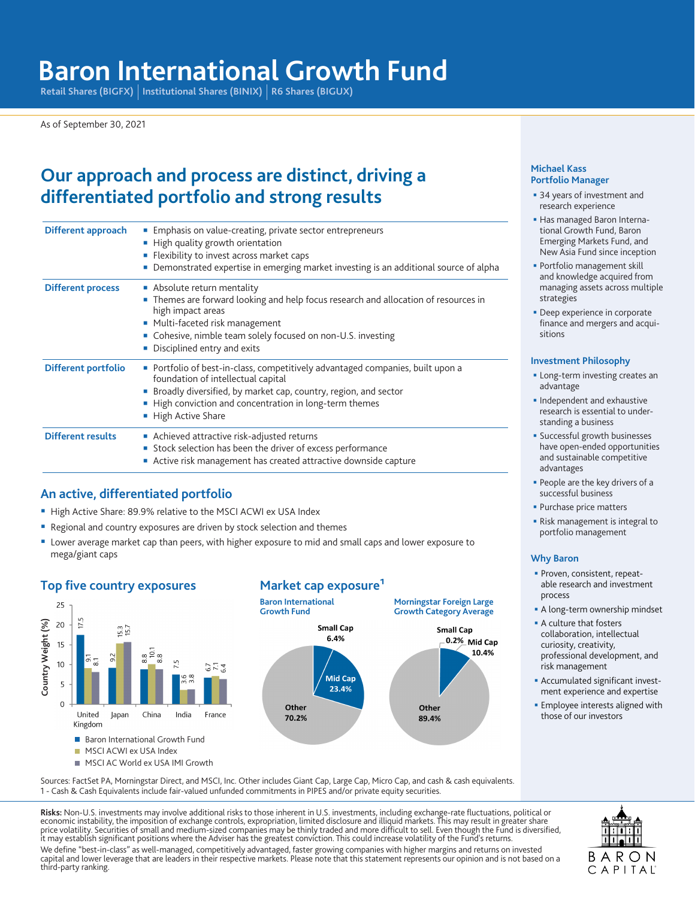# Baron International Growth Fund

Retail Shares (BIGFX) | Institutional Shares (BINIX) | R6 Shares (BIGUX)

As of September 30, 2021

## Our approach and process are distinct, driving a differentiated portfolio and strong results

| | |
|---|---|
| **Different approach** | ▪ Emphasis on value-creating, private sector entrepreneurs<br>▪ High quality growth orientation<br>▪ Flexibility to invest across market caps<br>▪ Demonstrated expertise in emerging market investing is an additional source of alpha |
| **Different process** | ▪ Absolute return mentality<br>▪ Themes are forward looking and help focus research and allocation of resources in high impact areas<br>▪ Multi-faceted risk management<br>▪ Cohesive, nimble team solely focused on non-U.S. investing<br>▪ Disciplined entry and exits |
| **Different portfolio** | ▪ Portfolio of best-in-class, competitively advantaged companies, built upon a foundation of intellectual capital<br>▪ Broadly diversified, by market cap, country, region, and sector<br>▪ High conviction and concentration in long-term themes<br>▪ High Active Share |
| **Different results** | ▪ Achieved attractive risk-adjusted returns<br>▪ Stock selection has been the driver of excess performance<br>▪ Active risk management has created attractive downside capture |

## An active, differentiated portfolio

- High Active Share: 89.9% relative to the MSCI ACWI ex USA Index
- Regional and country exposures are driven by stock selection and themes
- Lower average market cap than peers, with higher exposure to mid and small caps and lower exposure to mega/giant caps

### Top five country exposures

Country Weight (%)

| Country | Baron International Growth Fund | MSCI ACWI ex USA Index | MSCI AC World ex USA IMI Growth |
|---|---|---|---|
| United Kingdom | 17.5 | 9.1 | 8.1 |
| Japan | 9.2 | 15.3 | 15.7 |
| China | 8.8 | 10.1 | 8.8 |
| India | 7.5 | 3.6 | 3.8 |
| France | 6.7 | 7.1 | 6.4 |

### Market cap exposure[1]

| | Baron International Growth Fund | Morningstar Foreign Large Growth Category Average |
|---|---|---|
| Small Cap | 6.4% | 0.2% |
| Mid Cap | 23.4% | 10.4% |
| Other | 70.2% | 89.4% |

Sources: FactSet PA, Morningstar Direct, and MSCI, Inc. Other includes Giant Cap, Large Cap, Micro Cap, and cash & cash equivalents.
1 - Cash & Cash Equivalents include fair-valued unfunded commitments in PIPES and/or private equity securities.

### Michael Kass
### Portfolio Manager

- 34 years of investment and research experience
- Has managed Baron International Growth Fund, Baron Emerging Markets Fund, and New Asia Fund since inception
- Portfolio management skill and knowledge acquired from managing assets across multiple strategies
- Deep experience in corporate finance and mergers and acquisitions

### Investment Philosophy

- Long-term investing creates an advantage
- Independent and exhaustive research is essential to understanding a business
- Successful growth businesses have open-ended opportunities and sustainable competitive advantages
- People are the key drivers of a successful business
- Purchase price matters
- Risk management is integral to portfolio management

### Why Baron

- Proven, consistent, repeatable research and investment process
- A long-term ownership mindset
- A culture that fosters collaboration, intellectual curiosity, creativity, professional development, and risk management
- Accumulated significant investment experience and expertise
- Employee interests aligned with those of our investors

**Risks:** Non-U.S. investments may involve additional risks to those inherent in U.S. investments, including exchange-rate fluctuations, political or economic instability, the imposition of exchange controls, expropriation, limited disclosure and illiquid markets. This may result in greater share price volatility. Securities of small and medium-sized companies may be thinly traded and more difficult to sell. Even though the Fund is diversified, it may establish significant positions where the Adviser has the greatest conviction. This could increase volatility of the Fund's returns.

We define "best-in-class" as well-managed, competitively advantaged, faster growing companies with higher margins and returns on invested capital and lower leverage that are leaders in their respective markets. Please note that this statement represents our opinion and is not based on a third-party ranking.

BARON CAPITAL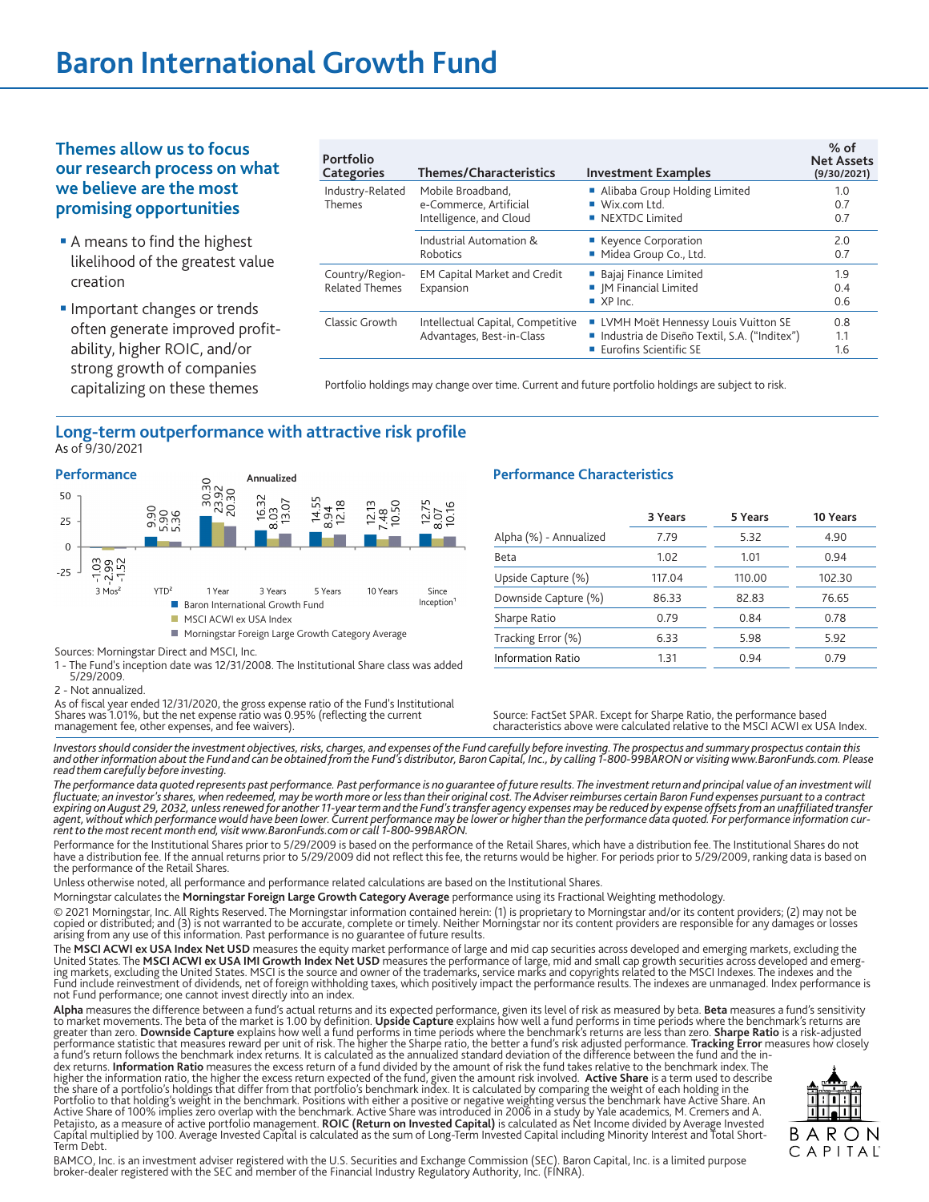# Baron International Growth Fund

## Themes allow us to focus our research process on what we believe are the most promising opportunities

- A means to find the highest likelihood of the greatest value creation
- Important changes or trends often generate improved profitability, higher ROIC, and/or strong growth of companies capitalizing on these themes

| Portfolio Categories | Themes/Characteristics | Investment Examples | % of Net Assets (9/30/2021) |
|---|---|---|---|
| Industry-Related Themes | Mobile Broadband, e-Commerce, Artificial Intelligence, and Cloud | ■ Alibaba Group Holding Limited | 1.0 |
| | | ■ Wix.com Ltd. | 0.7 |
| | | ■ NEXTDC Limited | 0.7 |
| | Industrial Automation & Robotics | ■ Keyence Corporation | 2.0 |
| | | ■ Midea Group Co., Ltd. | 0.7 |
| Country/Region-Related Themes | EM Capital Market and Credit Expansion | ■ Bajaj Finance Limited | 1.9 |
| | | ■ JM Financial Limited | 0.4 |
| | | ■ XP Inc. | 0.6 |
| Classic Growth | Intellectual Capital, Competitive Advantages, Best-in-Class | ■ LVMH Moët Hennessy Louis Vuitton SE | 0.8 |
| | | ■ Industria de Diseño Textil, S.A. ("Inditex") | 1.1 |
| | | ■ Eurofins Scientific SE | 1.6 |

Portfolio holdings may change over time. Current and future portfolio holdings are subject to risk.

## Long-term outperformance with attractive risk profile

As of 9/30/2021

### Performance

Annualized

50
25
0
-25

3 Mos[2]: -1.03, -2.99, -1.52
YTD[2]: 9.90, 5.90, 5.36
1 Year: 30.30, 23.92, 20.30
3 Years: 16.32, 8.03, 13.07
5 Years: 14.55, 8.94, 12.18
10 Years: 12.13, 7.48, 10.50
Since Inception[1]: 12.75, 8.07, 10.16

■ Baron International Growth Fund
■ MSCI ACWI ex USA Index
■ Morningstar Foreign Large Growth Category Average

Sources: Morningstar Direct and MSCI, Inc.

1 - The Fund's inception date was 12/31/2008. The Institutional Share class was added 5/29/2009.

2 - Not annualized.

As of fiscal year ended 12/31/2020, the gross expense ratio of the Fund's Institutional Shares was 1.01%, but the net expense ratio was 0.95% (reflecting the current management fee, other expenses, and fee waivers).

### Performance Characteristics

| | 3 Years | 5 Years | 10 Years |
|---|---|---|---|
| Alpha (%) - Annualized | 7.79 | 5.32 | 4.90 |
| Beta | 1.02 | 1.01 | 0.94 |
| Upside Capture (%) | 117.04 | 110.00 | 102.30 |
| Downside Capture (%) | 86.33 | 82.83 | 76.65 |
| Sharpe Ratio | 0.79 | 0.84 | 0.78 |
| Tracking Error (%) | 6.33 | 5.98 | 5.92 |
| Information Ratio | 1.31 | 0.94 | 0.79 |

Source: FactSet SPAR. Except for Sharpe Ratio, the performance based characteristics above were calculated relative to the MSCI ACWI ex USA Index.

*Investors should consider the investment objectives, risks, charges, and expenses of the Fund carefully before investing. The prospectus and summary prospectus contain this and other information about the Fund and can be obtained from the Fund's distributor, Baron Capital, Inc., by calling 1-800-99BARON or visiting www.BaronFunds.com. Please read them carefully before investing.*

*The performance data quoted represents past performance. Past performance is no guarantee of future results. The investment return and principal value of an investment will fluctuate; an investor's shares, when redeemed, may be worth more or less than their original cost. The Adviser reimburses certain Baron Fund expenses pursuant to a contract expiring on August 29, 2032, unless renewed for another 11-year term and the Fund's transfer agency expenses may be reduced by expense offsets from an unaffiliated transfer agent, without which performance would have been lower. Current performance may be lower or higher than the performance data quoted. For performance information current to the most recent month end, visit www.BaronFunds.com or call 1-800-99BARON.*

Performance for the Institutional Shares prior to 5/29/2009 is based on the performance of the Retail Shares, which have a distribution fee. The Institutional Shares do not have a distribution fee. If the annual returns prior to 5/29/2009 did not reflect this fee, the returns would be higher. For periods prior to 5/29/2009, ranking data is based on the performance of the Retail Shares.

Unless otherwise noted, all performance and performance related calculations are based on the Institutional Shares.

Morningstar calculates the **Morningstar Foreign Large Growth Category Average** performance using its Fractional Weighting methodology.

© 2021 Morningstar, Inc. All Rights Reserved. The Morningstar information contained herein: (1) is proprietary to Morningstar and/or its content providers; (2) may not be copied or distributed; and (3) is not warranted to be accurate, complete or timely. Neither Morningstar nor its content providers are responsible for any damages or losses arising from any use of this information. Past performance is no guarantee of future results.

The **MSCI ACWI ex USA Index Net USD** measures the equity market performance of large and mid cap securities across developed and emerging markets, excluding the United States. The **MSCI ACWI ex USA IMI Growth Index Net USD** measures the performance of large, mid and small cap growth securities across developed and emerging markets, excluding the United States. MSCI is the source and owner of the trademarks, service marks and copyrights related to the MSCI Indexes. The indexes and the Fund include reinvestment of dividends, net of foreign withholding taxes, which positively impact the performance results. The indexes are unmanaged. Index performance is not Fund performance; one cannot invest directly into an index.

**Alpha** measures the difference between a fund's actual returns and its expected performance, given its level of risk as measured by beta. **Beta** measures a fund's sensitivity to market movements. The beta of the market is 1.00 by definition. **Upside Capture** explains how well a fund performs in time periods where the benchmark's returns are greater than zero. **Downside Capture** explains how well a fund performs in time periods where the benchmark's returns are less than zero. **Sharpe Ratio** is a risk-adjusted performance statistic that measures reward per unit of risk. The higher the Sharpe ratio, the better a fund's risk adjusted performance. **Tracking Error** measures how closely a fund's return follows the benchmark index returns. It is calculated as the annualized standard deviation of the difference between the fund and the index returns. **Information Ratio** measures the excess return of a fund divided by the amount of risk the fund takes relative to the benchmark index. The higher the information ratio, the higher the excess return expected of the fund, given the amount risk involved. **Active Share** is a term used to describe the share of a portfolio's holdings that differ from that portfolio's benchmark index. It is calculated by comparing the weight of each holding in the Portfolio to that holding's weight in the benchmark. Positions with either a positive or negative weighting versus the benchmark have Active Share. An Active Share of 100% implies zero overlap with the benchmark. Active Share was introduced in 2006 in a study by Yale academics, M. Cremers and A. Petajisto, as a measure of active portfolio management. **ROIC (Return on Invested Capital)** is calculated as Net Income divided by Average Invested Capital multiplied by 100. Average Invested Capital is calculated as the sum of Long-Term Invested Capital including Minority Interest and Total Short-Term Debt.

BAMCO, Inc. is an investment adviser registered with the U.S. Securities and Exchange Commission (SEC). Baron Capital, Inc. is a limited purpose broker-dealer registered with the SEC and member of the Financial Industry Regulatory Authority, Inc. (FINRA).

BARON CAPITAL